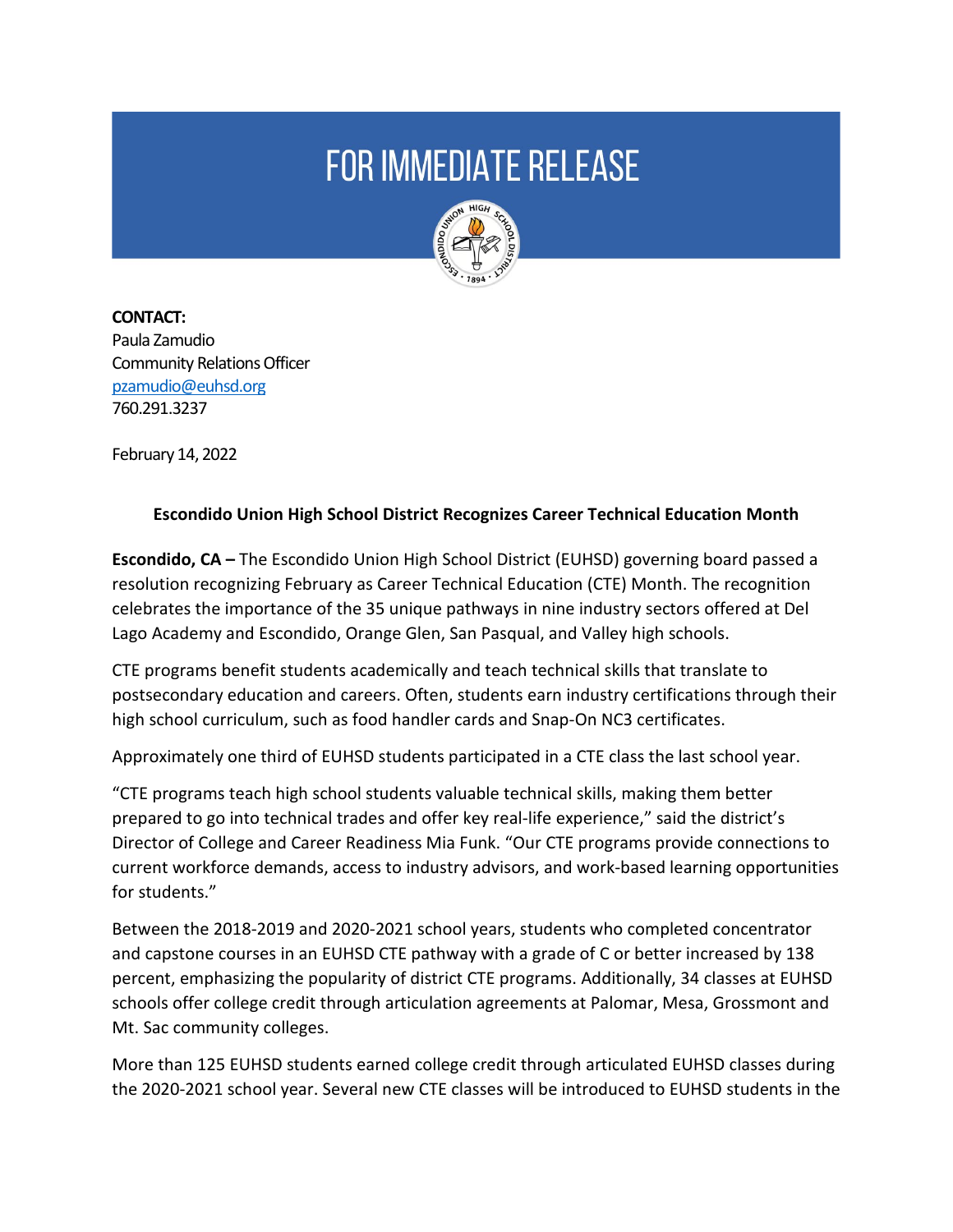# FOR IMMEDIATE RELEASE

**CONTACT:**
Paula Zamudio
Community Relations Officer
pzamudio@euhsd.org
760.291.3237

February 14, 2022

**Escondido Union High School District Recognizes Career Technical Education Month**

**Escondido, CA –** The Escondido Union High School District (EUHSD) governing board passed a resolution recognizing February as Career Technical Education (CTE) Month. The recognition celebrates the importance of the 35 unique pathways in nine industry sectors offered at Del Lago Academy and Escondido, Orange Glen, San Pasqual, and Valley high schools.

CTE programs benefit students academically and teach technical skills that translate to postsecondary education and careers. Often, students earn industry certifications through their high school curriculum, such as food handler cards and Snap-On NC3 certificates.

Approximately one third of EUHSD students participated in a CTE class the last school year.

"CTE programs teach high school students valuable technical skills, making them better prepared to go into technical trades and offer key real-life experience," said the district's Director of College and Career Readiness Mia Funk. "Our CTE programs provide connections to current workforce demands, access to industry advisors, and work-based learning opportunities for students."

Between the 2018-2019 and 2020-2021 school years, students who completed concentrator and capstone courses in an EUHSD CTE pathway with a grade of C or better increased by 138 percent, emphasizing the popularity of district CTE programs. Additionally, 34 classes at EUHSD schools offer college credit through articulation agreements at Palomar, Mesa, Grossmont and Mt. Sac community colleges.

More than 125 EUHSD students earned college credit through articulated EUHSD classes during the 2020-2021 school year. Several new CTE classes will be introduced to EUHSD students in the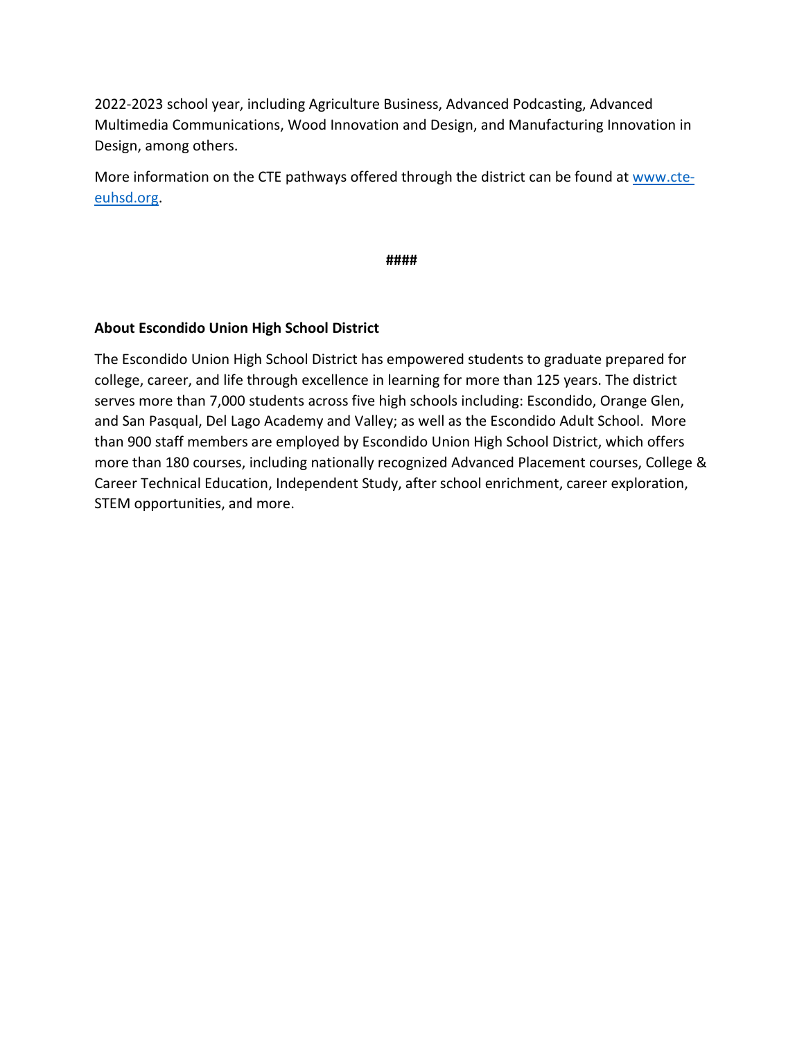2022-2023 school year, including Agriculture Business, Advanced Podcasting, Advanced Multimedia Communications, Wood Innovation and Design, and Manufacturing Innovation in Design, among others.

More information on the CTE pathways offered through the district can be found at [www.cte-euhsd.org](http://www.cte-euhsd.org).

####

**About Escondido Union High School District**

The Escondido Union High School District has empowered students to graduate prepared for college, career, and life through excellence in learning for more than 125 years. The district serves more than 7,000 students across five high schools including: Escondido, Orange Glen, and San Pasqual, Del Lago Academy and Valley; as well as the Escondido Adult School. More than 900 staff members are employed by Escondido Union High School District, which offers more than 180 courses, including nationally recognized Advanced Placement courses, College & Career Technical Education, Independent Study, after school enrichment, career exploration, STEM opportunities, and more.